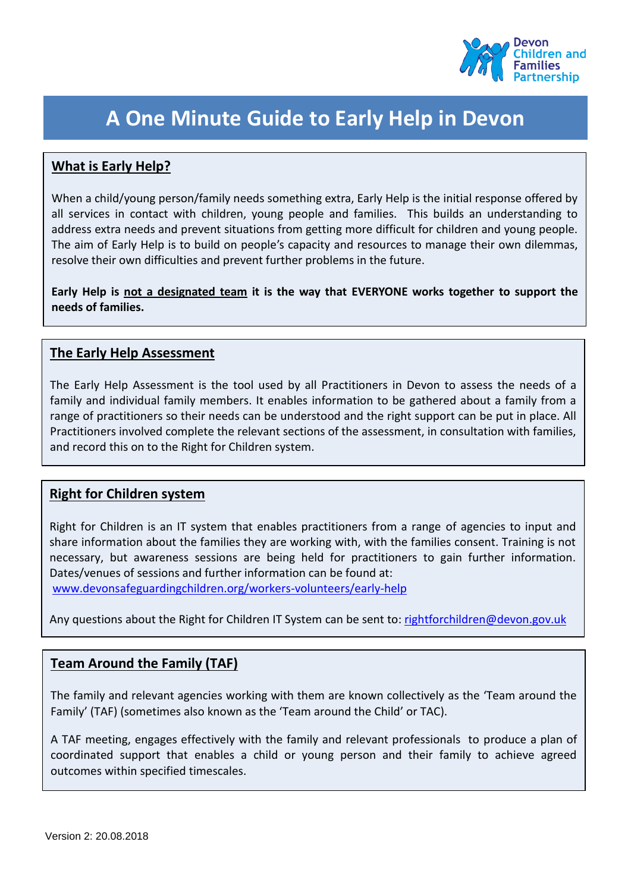Devon Children and Families Partnership

# A One Minute Guide to Early Help in Devon

## What is Early Help?

When a child/young person/family needs something extra, Early Help is the initial response offered by all services in contact with children, young people and families. This builds an understanding to address extra needs and prevent situations from getting more difficult for children and young people. The aim of Early Help is to build on people's capacity and resources to manage their own dilemmas, resolve their own difficulties and prevent further problems in the future.

**Early Help is not a designated team it is the way that EVERYONE works together to support the needs of families.**

## The Early Help Assessment

The Early Help Assessment is the tool used by all Practitioners in Devon to assess the needs of a family and individual family members. It enables information to be gathered about a family from a range of practitioners so their needs can be understood and the right support can be put in place. All Practitioners involved complete the relevant sections of the assessment, in consultation with families, and record this on to the Right for Children system.

## Right for Children system

Right for Children is an IT system that enables practitioners from a range of agencies to input and share information about the families they are working with, with the families consent. Training is not necessary, but awareness sessions are being held for practitioners to gain further information. Dates/venues of sessions and further information can be found at:
www.devonsafeguardingchildren.org/workers-volunteers/early-help

Any questions about the Right for Children IT System can be sent to: rightforchildren@devon.gov.uk

## Team Around the Family (TAF)

The family and relevant agencies working with them are known collectively as the 'Team around the Family' (TAF) (sometimes also known as the 'Team around the Child' or TAC).

A TAF meeting, engages effectively with the family and relevant professionals to produce a plan of coordinated support that enables a child or young person and their family to achieve agreed outcomes within specified timescales.

Version 2: 20.08.2018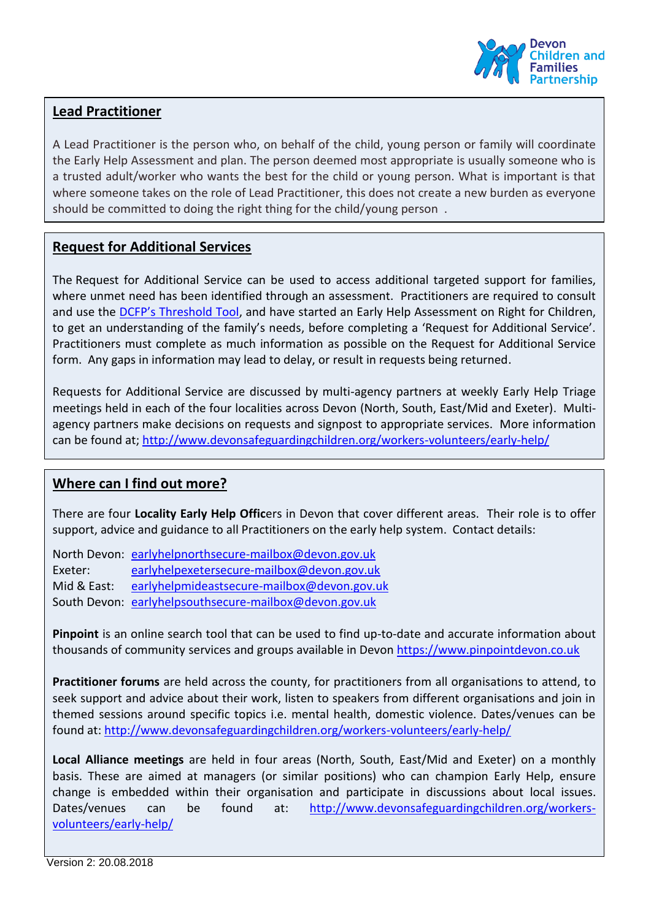## Lead Practitioner

A Lead Practitioner is the person who, on behalf of the child, young person or family will coordinate the Early Help Assessment and plan. The person deemed most appropriate is usually someone who is a trusted adult/worker who wants the best for the child or young person. What is important is that where someone takes on the role of Lead Practitioner, this does not create a new burden as everyone should be committed to doing the right thing for the child/young person .

## Request for Additional Services

The Request for Additional Service can be used to access additional targeted support for families, where unmet need has been identified through an assessment. Practitioners are required to consult and use the [DCFP's Threshold Tool](), and have started an Early Help Assessment on Right for Children, to get an understanding of the family's needs, before completing a 'Request for Additional Service'. Practitioners must complete as much information as possible on the Request for Additional Service form. Any gaps in information may lead to delay, or result in requests being returned.

Requests for Additional Service are discussed by multi-agency partners at weekly Early Help Triage meetings held in each of the four localities across Devon (North, South, East/Mid and Exeter). Multi-agency partners make decisions on requests and signpost to appropriate services. More information can be found at; http://www.devonsafeguardingchildren.org/workers-volunteers/early-help/

## Where can I find out more?

There are four **Locality Early Help Offic**ers in Devon that cover different areas. Their role is to offer support, advice and guidance to all Practitioners on the early help system. Contact details:

North Devon: earlyhelpnorthsecure-mailbox@devon.gov.uk
Exeter: earlyhelpexetersecure-mailbox@devon.gov.uk
Mid & East: earlyhelpmideastsecure-mailbox@devon.gov.uk
South Devon: earlyhelpsouthsecure-mailbox@devon.gov.uk

**Pinpoint** is an online search tool that can be used to find up-to-date and accurate information about thousands of community services and groups available in Devon https://www.pinpointdevon.co.uk

**Practitioner forums** are held across the county, for practitioners from all organisations to attend, to seek support and advice about their work, listen to speakers from different organisations and join in themed sessions around specific topics i.e. mental health, domestic violence. Dates/venues can be found at: http://www.devonsafeguardingchildren.org/workers-volunteers/early-help/

**Local Alliance meetings** are held in four areas (North, South, East/Mid and Exeter) on a monthly basis. These are aimed at managers (or similar positions) who can champion Early Help, ensure change is embedded within their organisation and participate in discussions about local issues. Dates/venues can be found at: http://www.devonsafeguardingchildren.org/workers-volunteers/early-help/

Version 2: 20.08.2018